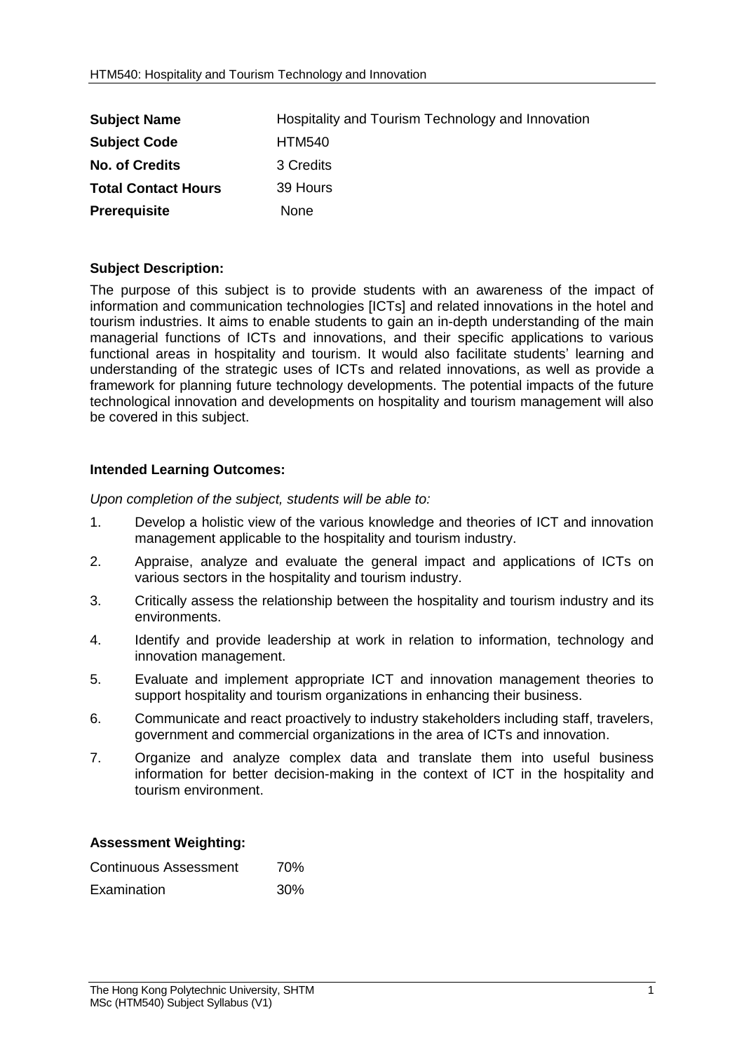| | |
|---|---|
| **Subject Name** | Hospitality and Tourism Technology and Innovation |
| **Subject Code** | HTM540 |
| **No. of Credits** | 3 Credits |
| **Total Contact Hours** | 39 Hours |
| **Prerequisite** | None |

**Subject Description:**

The purpose of this subject is to provide students with an awareness of the impact of information and communication technologies [ICTs] and related innovations in the hotel and tourism industries. It aims to enable students to gain an in-depth understanding of the main managerial functions of ICTs and innovations, and their specific applications to various functional areas in hospitality and tourism. It would also facilitate students' learning and understanding of the strategic uses of ICTs and related innovations, as well as provide a framework for planning future technology developments. The potential impacts of the future technological innovation and developments on hospitality and tourism management will also be covered in this subject.

**Intended Learning Outcomes:**

*Upon completion of the subject, students will be able to:*

1. Develop a holistic view of the various knowledge and theories of ICT and innovation management applicable to the hospitality and tourism industry.
2. Appraise, analyze and evaluate the general impact and applications of ICTs on various sectors in the hospitality and tourism industry.
3. Critically assess the relationship between the hospitality and tourism industry and its environments.
4. Identify and provide leadership at work in relation to information, technology and innovation management.
5. Evaluate and implement appropriate ICT and innovation management theories to support hospitality and tourism organizations in enhancing their business.
6. Communicate and react proactively to industry stakeholders including staff, travelers, government and commercial organizations in the area of ICTs and innovation.
7. Organize and analyze complex data and translate them into useful business information for better decision-making in the context of ICT in the hospitality and tourism environment.

**Assessment Weighting:**

| | |
|---|---|
| Continuous Assessment | 70% |
| Examination | 30% |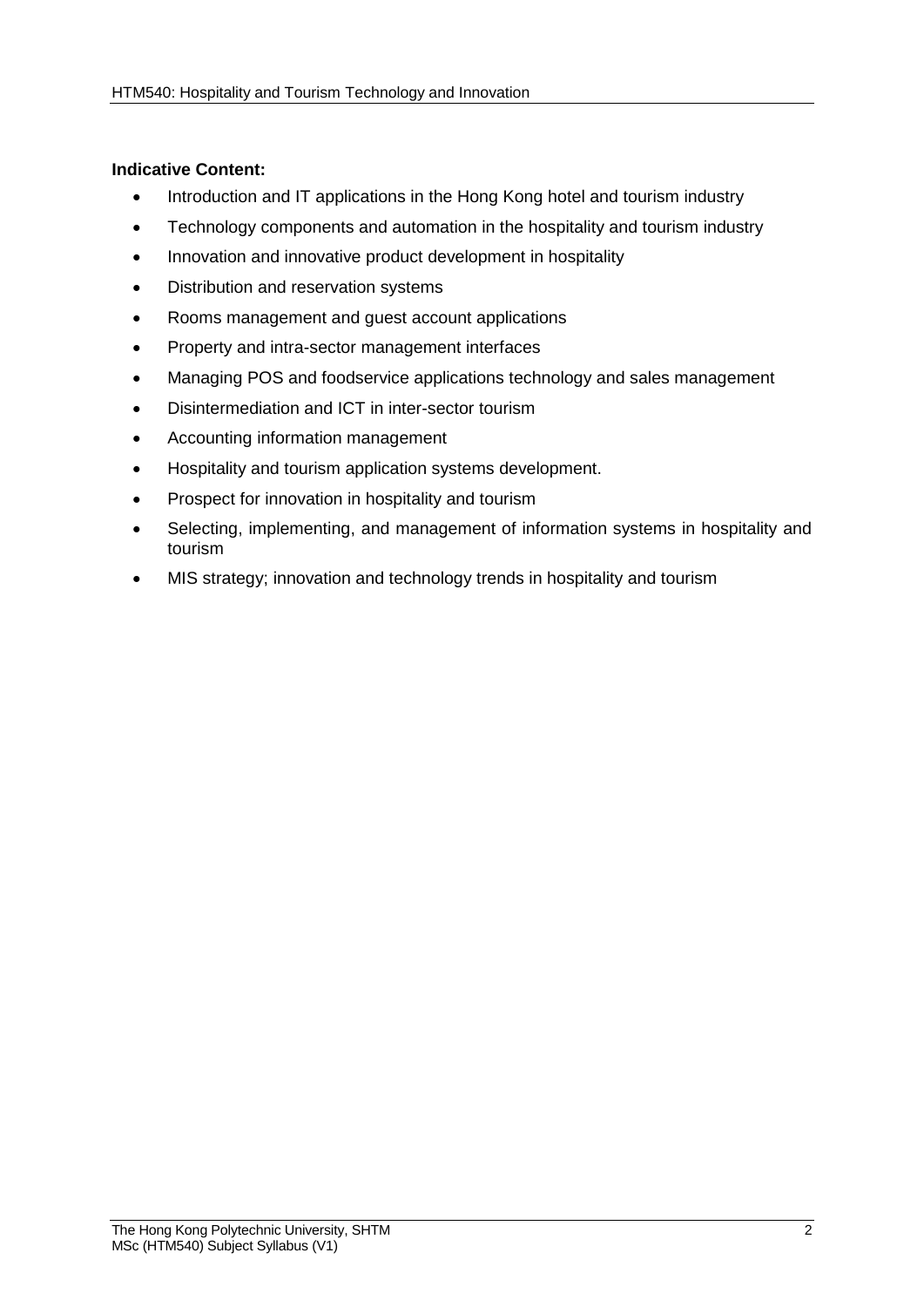**Indicative Content:**

- Introduction and IT applications in the Hong Kong hotel and tourism industry
- Technology components and automation in the hospitality and tourism industry
- Innovation and innovative product development in hospitality
- Distribution and reservation systems
- Rooms management and guest account applications
- Property and intra-sector management interfaces
- Managing POS and foodservice applications technology and sales management
- Disintermediation and ICT in inter-sector tourism
- Accounting information management
- Hospitality and tourism application systems development.
- Prospect for innovation in hospitality and tourism
- Selecting, implementing, and management of information systems in hospitality and tourism
- MIS strategy; innovation and technology trends in hospitality and tourism